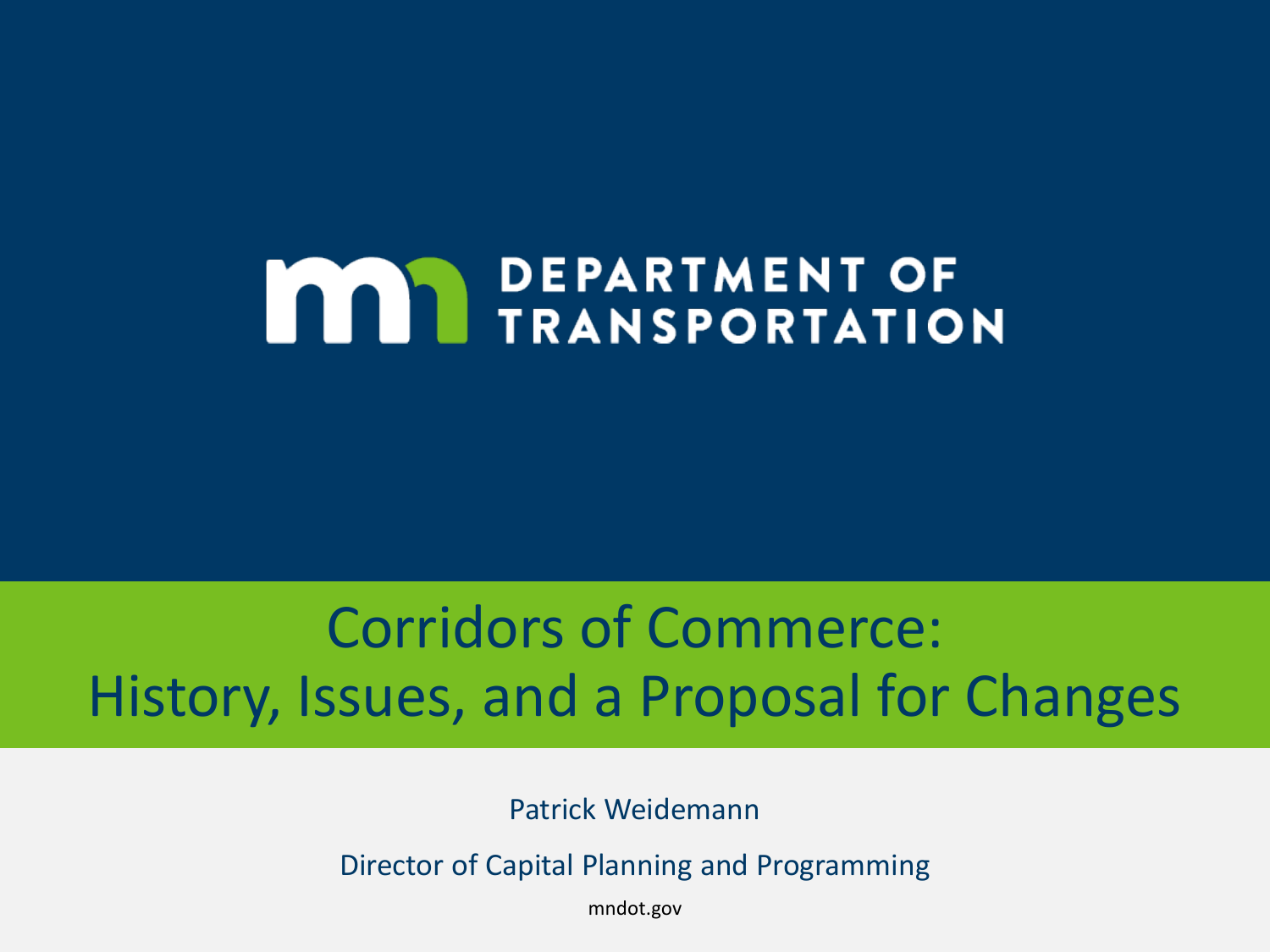DEPARTMENT OF TRANSPORTATION

# Corridors of Commerce: History, Issues, and a Proposal for Changes

Patrick Weidemann

Director of Capital Planning and Programming

mndot.gov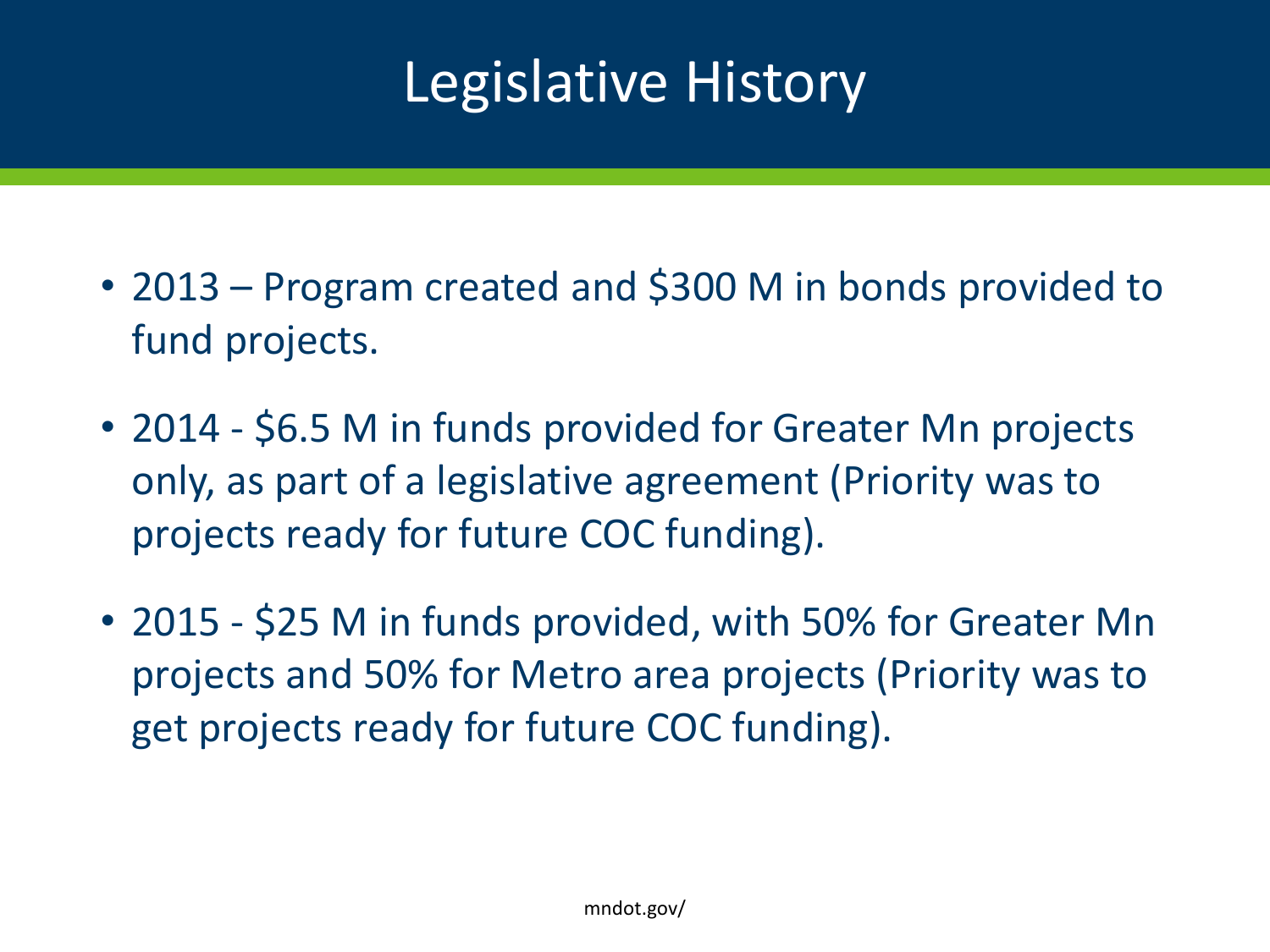# Legislative History

- 2013 – Program created and $300 M in bonds provided to fund projects.
- 2014 - $6.5 M in funds provided for Greater Mn projects only, as part of a legislative agreement (Priority was to projects ready for future COC funding).
- 2015 - $25 M in funds provided, with 50% for Greater Mn projects and 50% for Metro area projects (Priority was to get projects ready for future COC funding).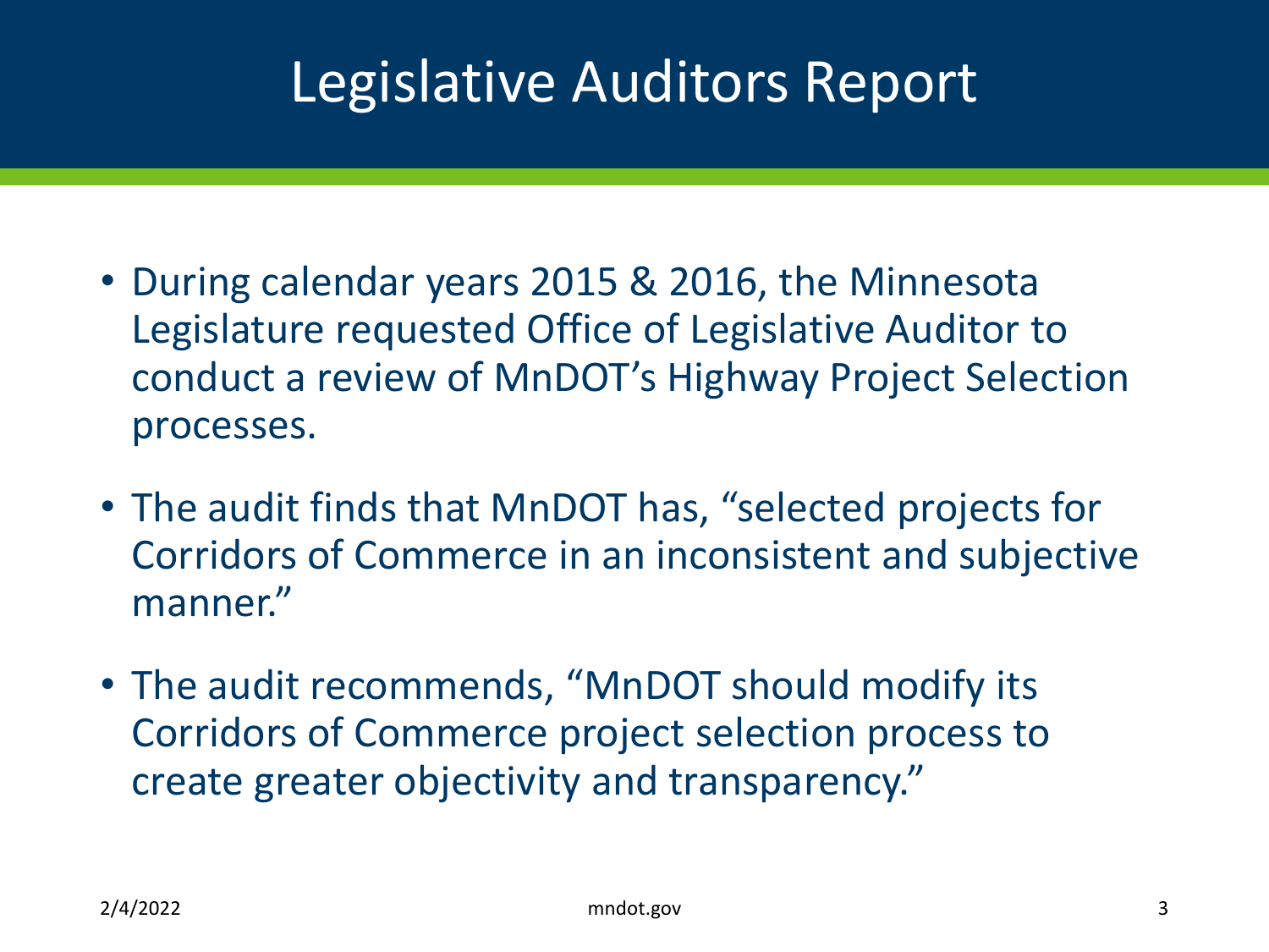# Legislative Auditors Report

- During calendar years 2015 & 2016, the Minnesota Legislature requested Office of Legislative Auditor to conduct a review of MnDOT's Highway Project Selection processes.
- The audit finds that MnDOT has, "selected projects for Corridors of Commerce in an inconsistent and subjective manner."
- The audit recommends, "MnDOT should modify its Corridors of Commerce project selection process to create greater objectivity and transparency."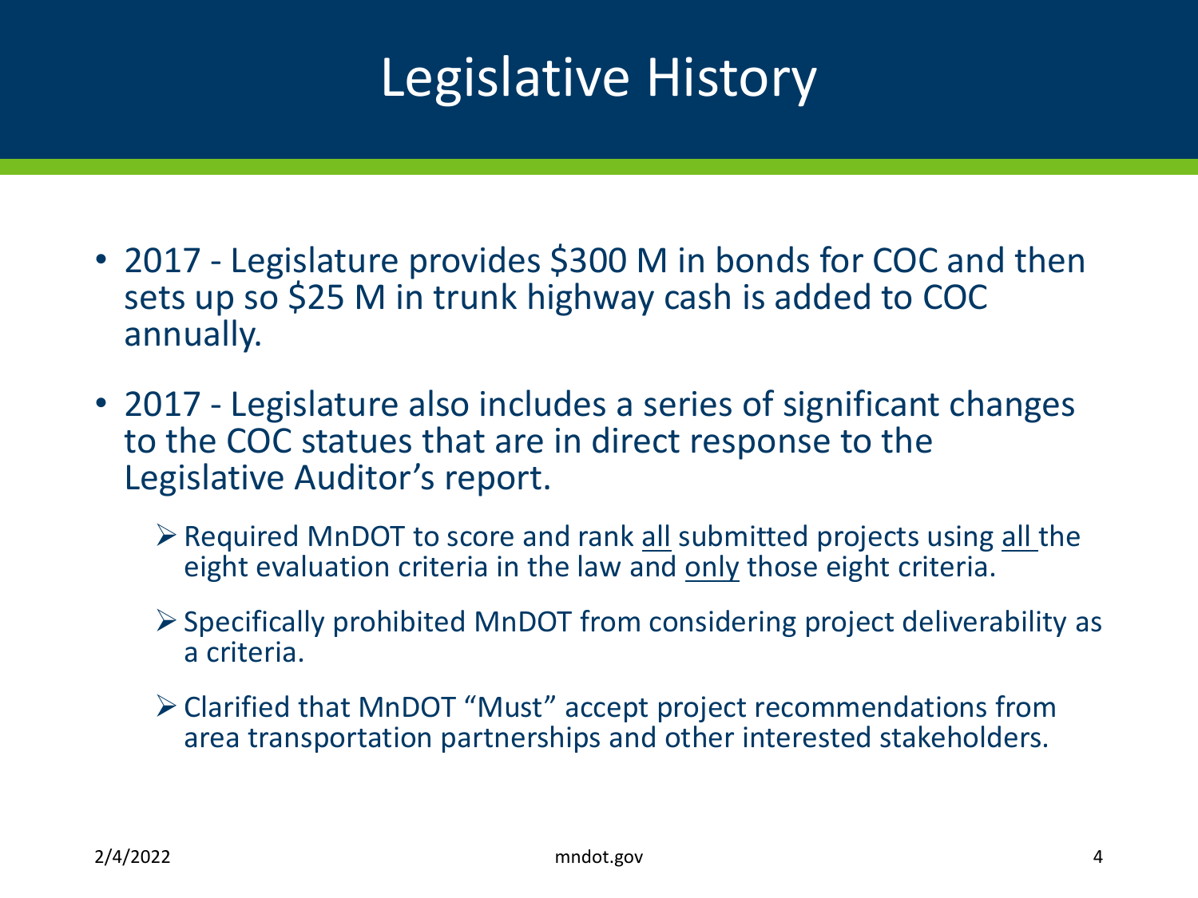# Legislative History

- 2017 - Legislature provides $300 M in bonds for COC and then sets up so $25 M in trunk highway cash is added to COC annually.
- 2017 - Legislature also includes a series of significant changes to the COC statues that are in direct response to the Legislative Auditor's report.
  - Required MnDOT to score and rank <u>all</u> submitted projects using <u>all</u> the eight evaluation criteria in the law and <u>only</u> those eight criteria.
  - Specifically prohibited MnDOT from considering project deliverability as a criteria.
  - Clarified that MnDOT "Must" accept project recommendations from area transportation partnerships and other interested stakeholders.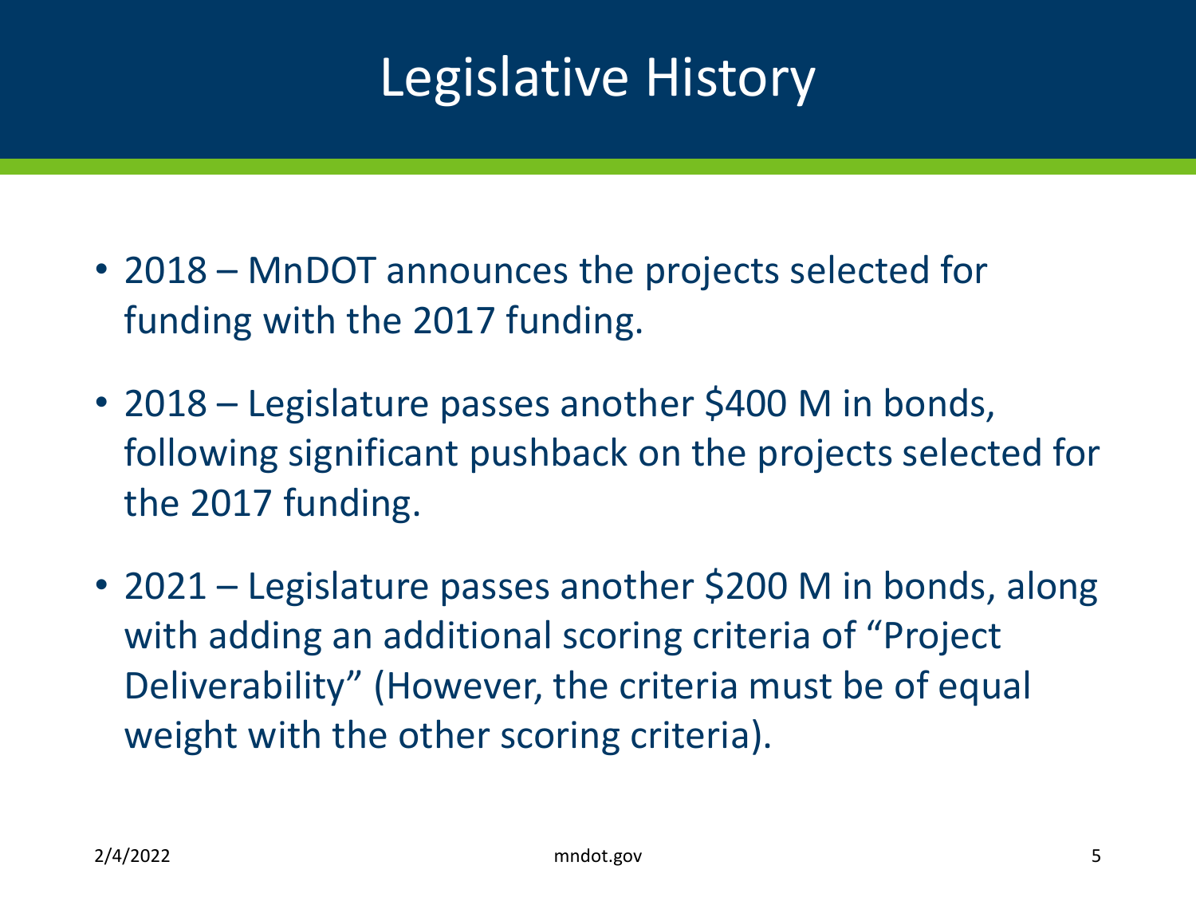# Legislative History

- 2018 – MnDOT announces the projects selected for funding with the 2017 funding.
- 2018 – Legislature passes another $400 M in bonds, following significant pushback on the projects selected for the 2017 funding.
- 2021 – Legislature passes another $200 M in bonds, along with adding an additional scoring criteria of "Project Deliverability" (However, the criteria must be of equal weight with the other scoring criteria).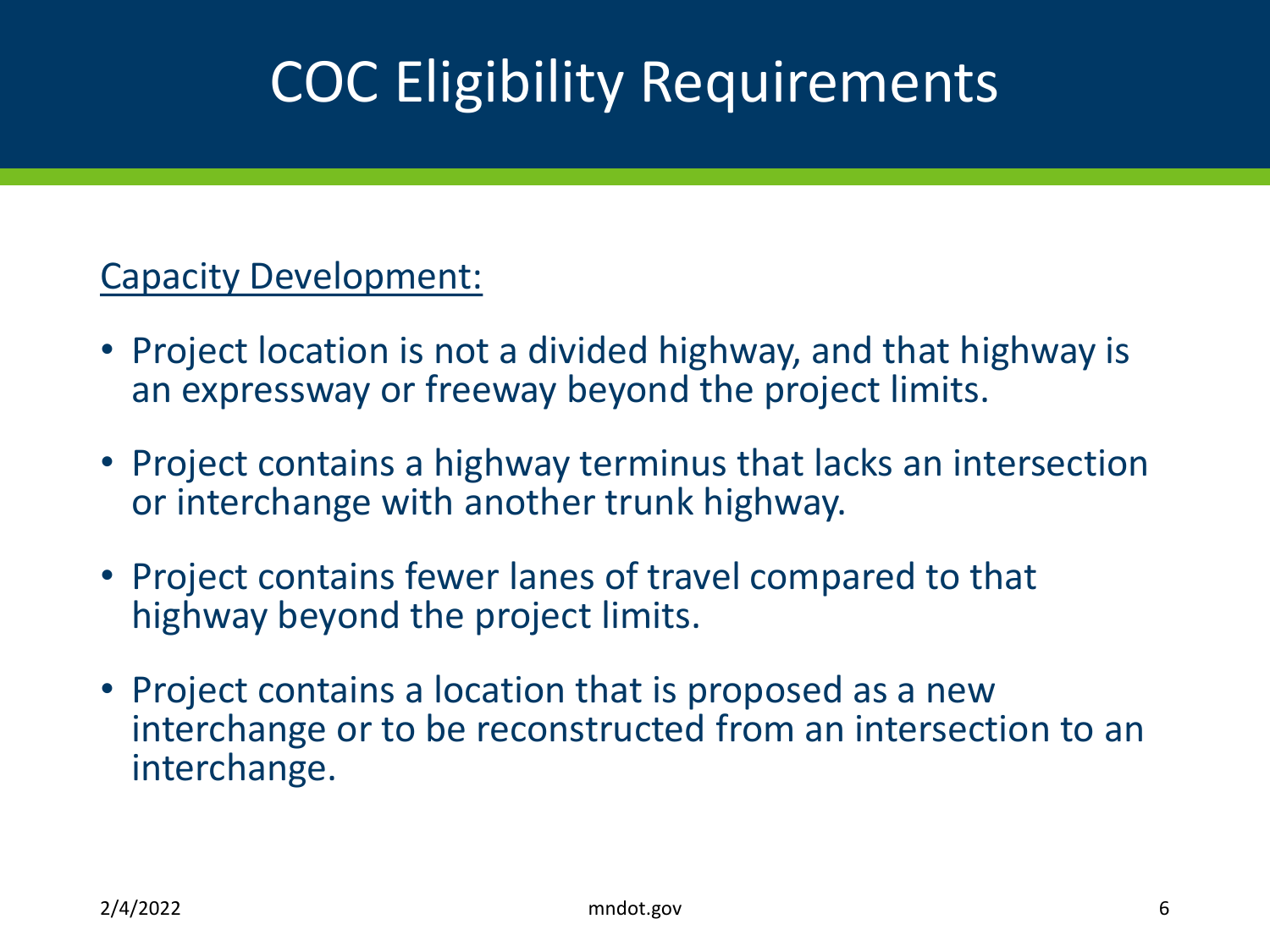# COC Eligibility Requirements

Capacity Development:

- Project location is not a divided highway, and that highway is an expressway or freeway beyond the project limits.
- Project contains a highway terminus that lacks an intersection or interchange with another trunk highway.
- Project contains fewer lanes of travel compared to that highway beyond the project limits.
- Project contains a location that is proposed as a new interchange or to be reconstructed from an intersection to an interchange.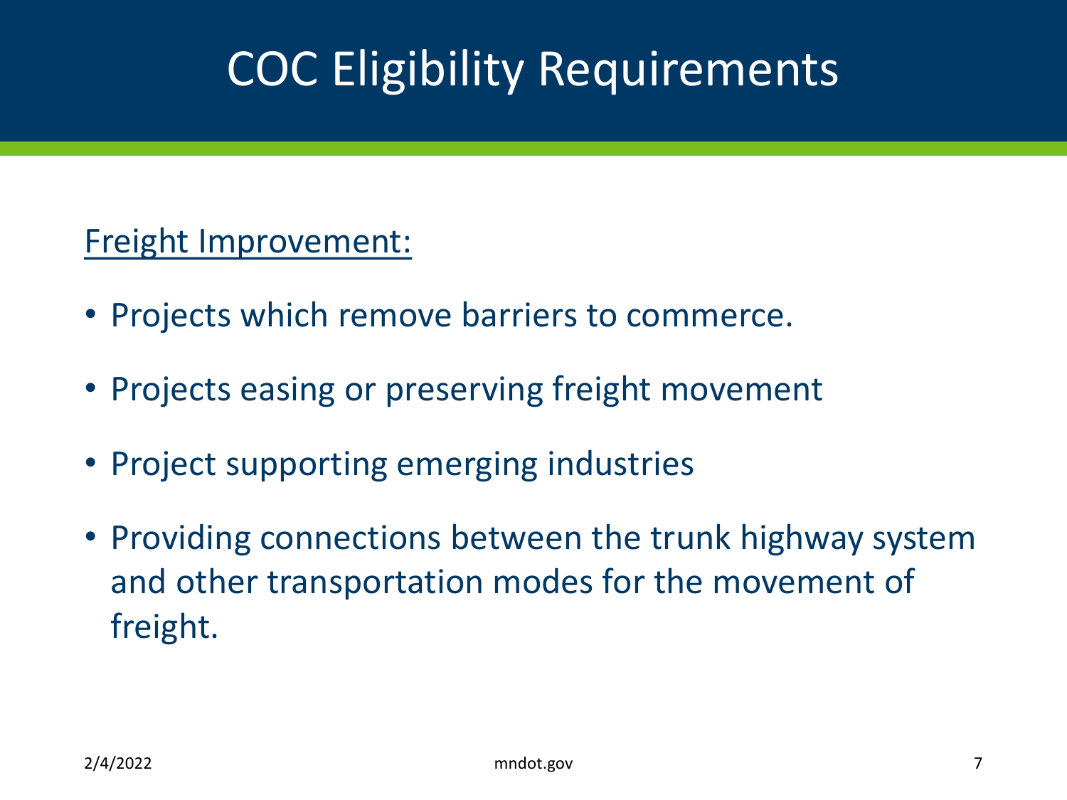# COC Eligibility Requirements

Freight Improvement:

- Projects which remove barriers to commerce.
- Projects easing or preserving freight movement
- Project supporting emerging industries
- Providing connections between the trunk highway system and other transportation modes for the movement of freight.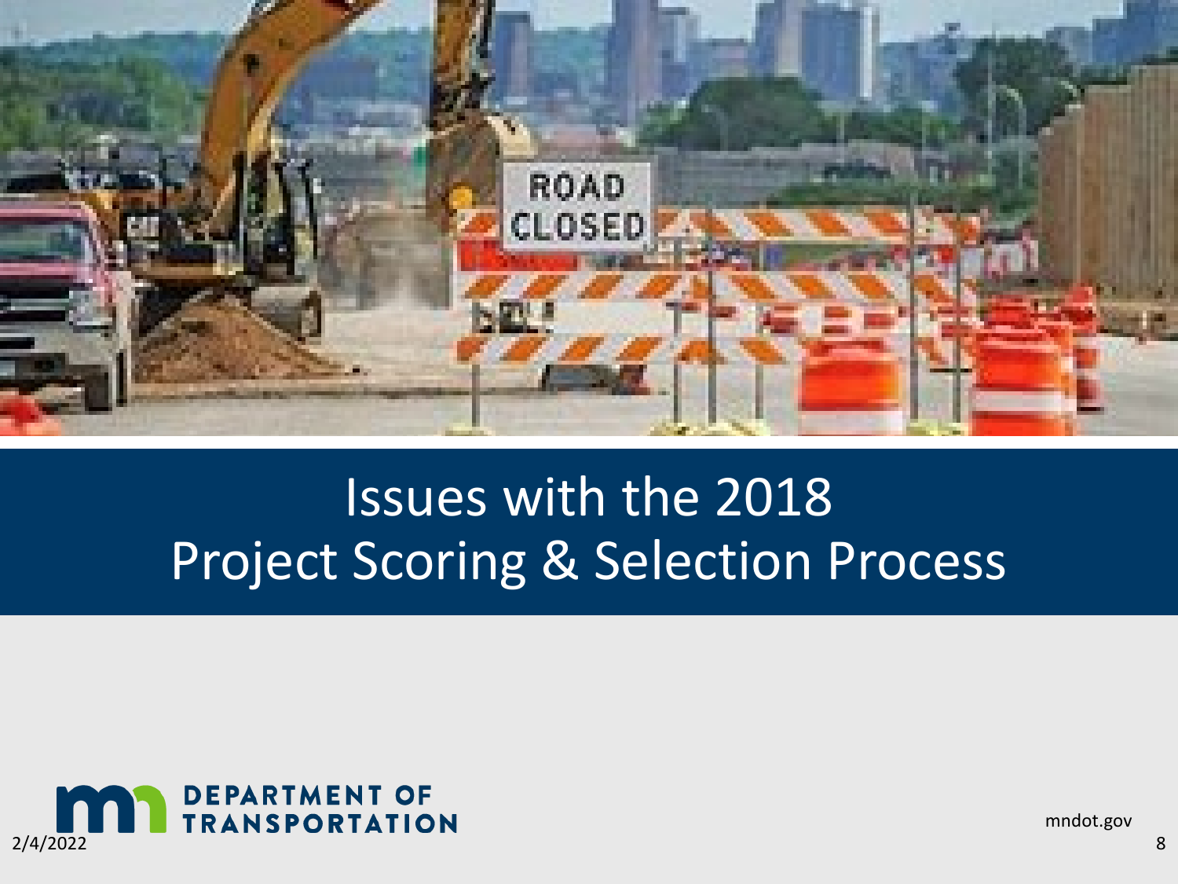# Issues with the 2018 Project Scoring & Selection Process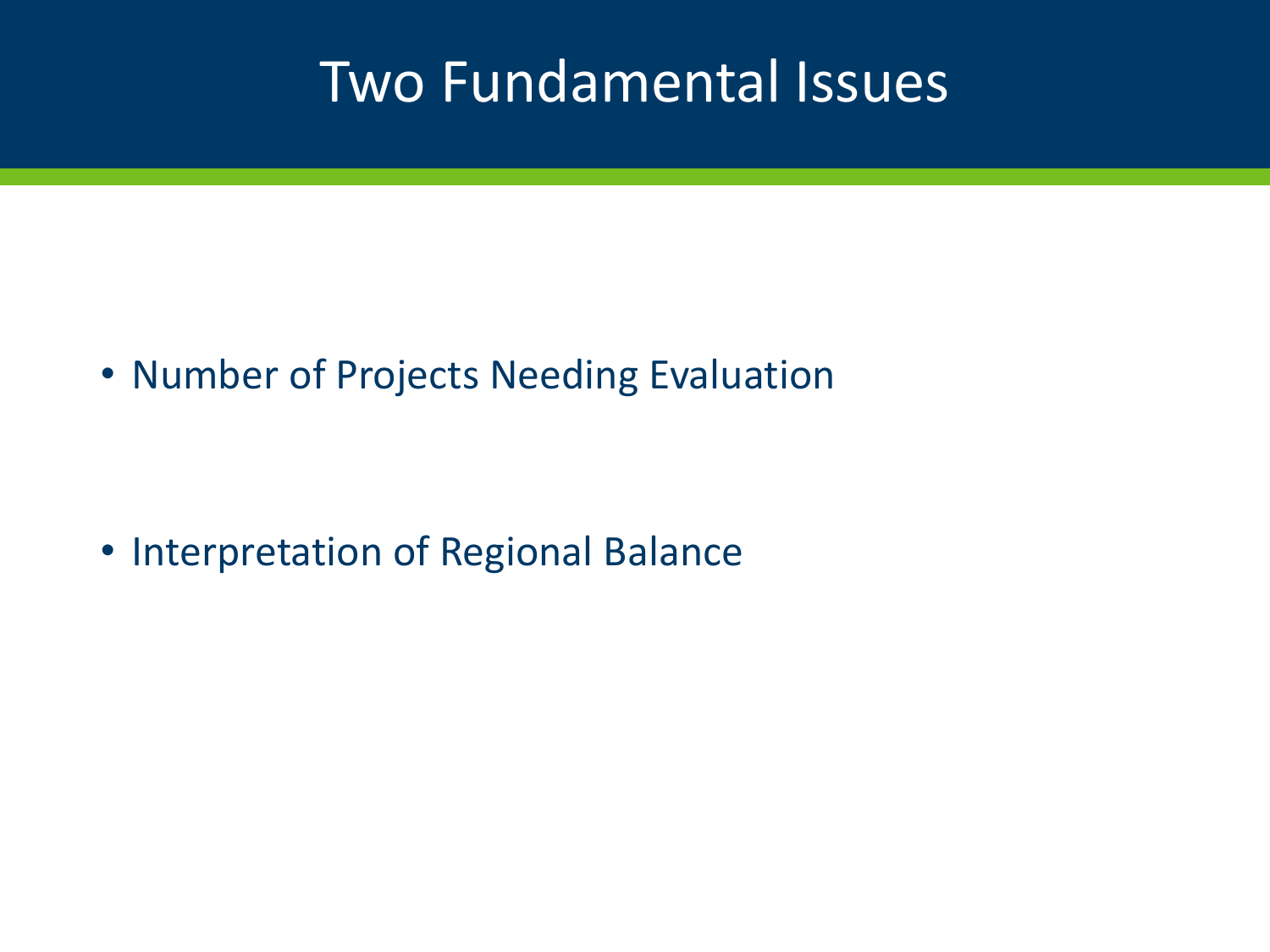# Two Fundamental Issues

- Number of Projects Needing Evaluation
- Interpretation of Regional Balance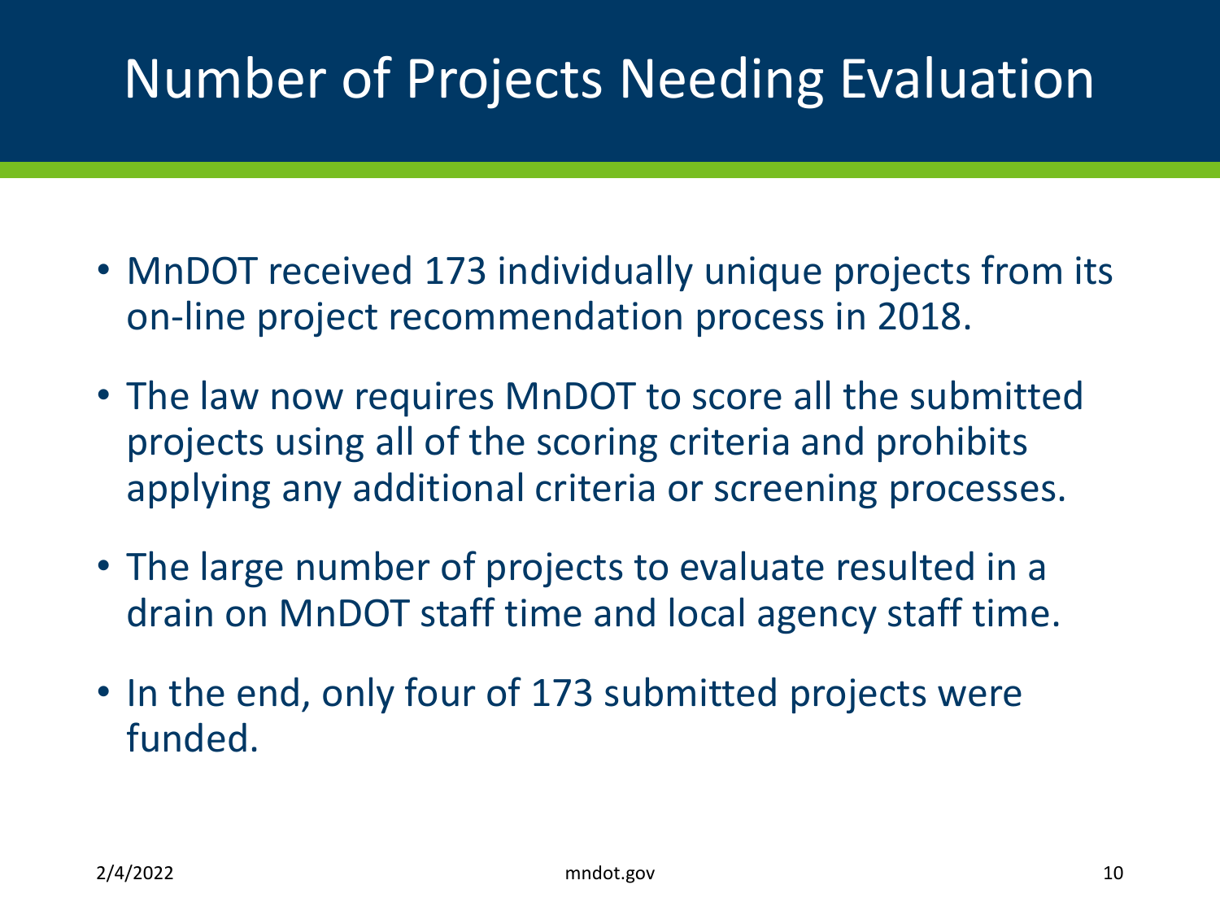# Number of Projects Needing Evaluation

- MnDOT received 173 individually unique projects from its on-line project recommendation process in 2018.
- The law now requires MnDOT to score all the submitted projects using all of the scoring criteria and prohibits applying any additional criteria or screening processes.
- The large number of projects to evaluate resulted in a drain on MnDOT staff time and local agency staff time.
- In the end, only four of 173 submitted projects were funded.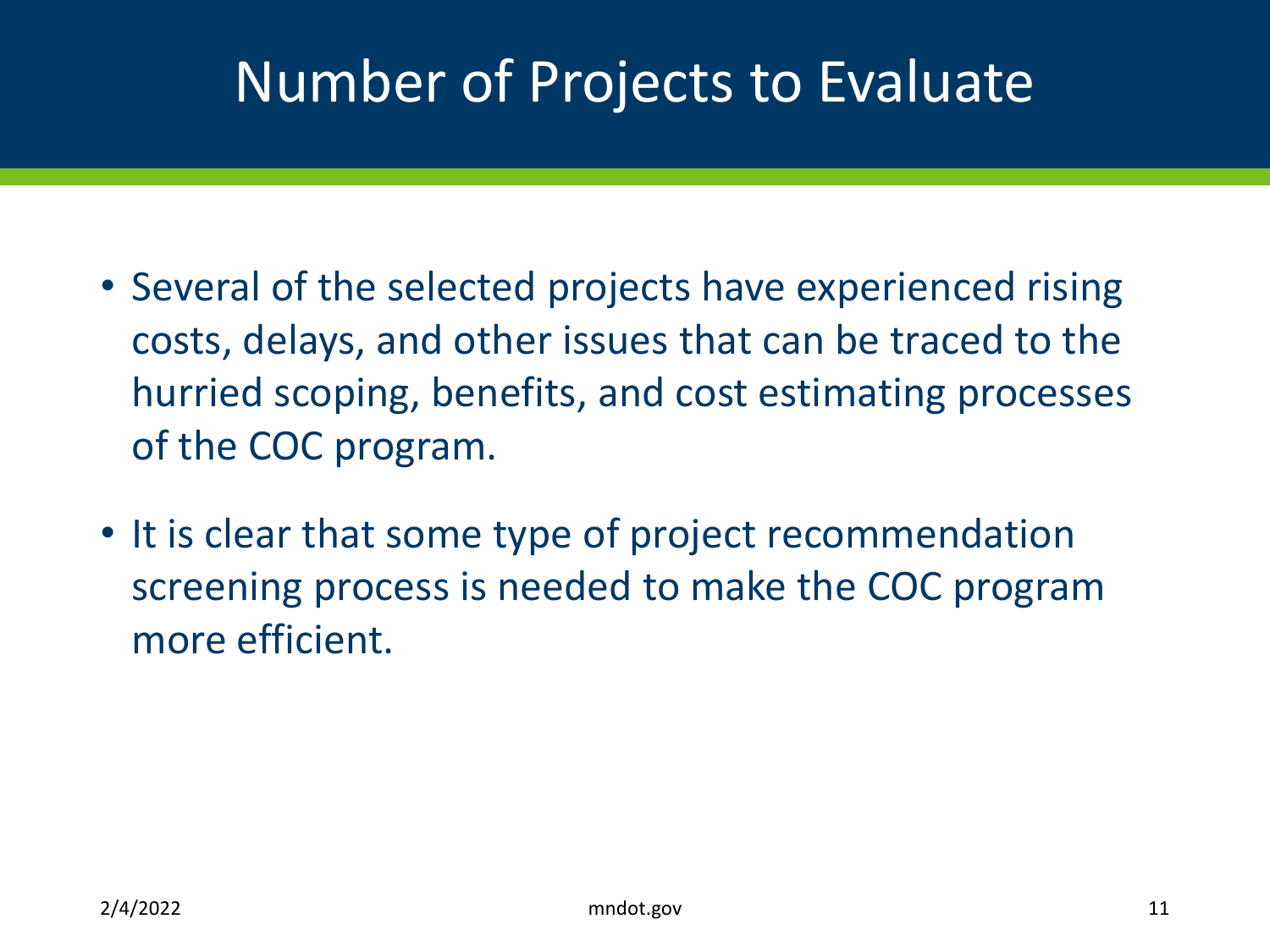# Number of Projects to Evaluate

- Several of the selected projects have experienced rising costs, delays, and other issues that can be traced to the hurried scoping, benefits, and cost estimating processes of the COC program.
- It is clear that some type of project recommendation screening process is needed to make the COC program more efficient.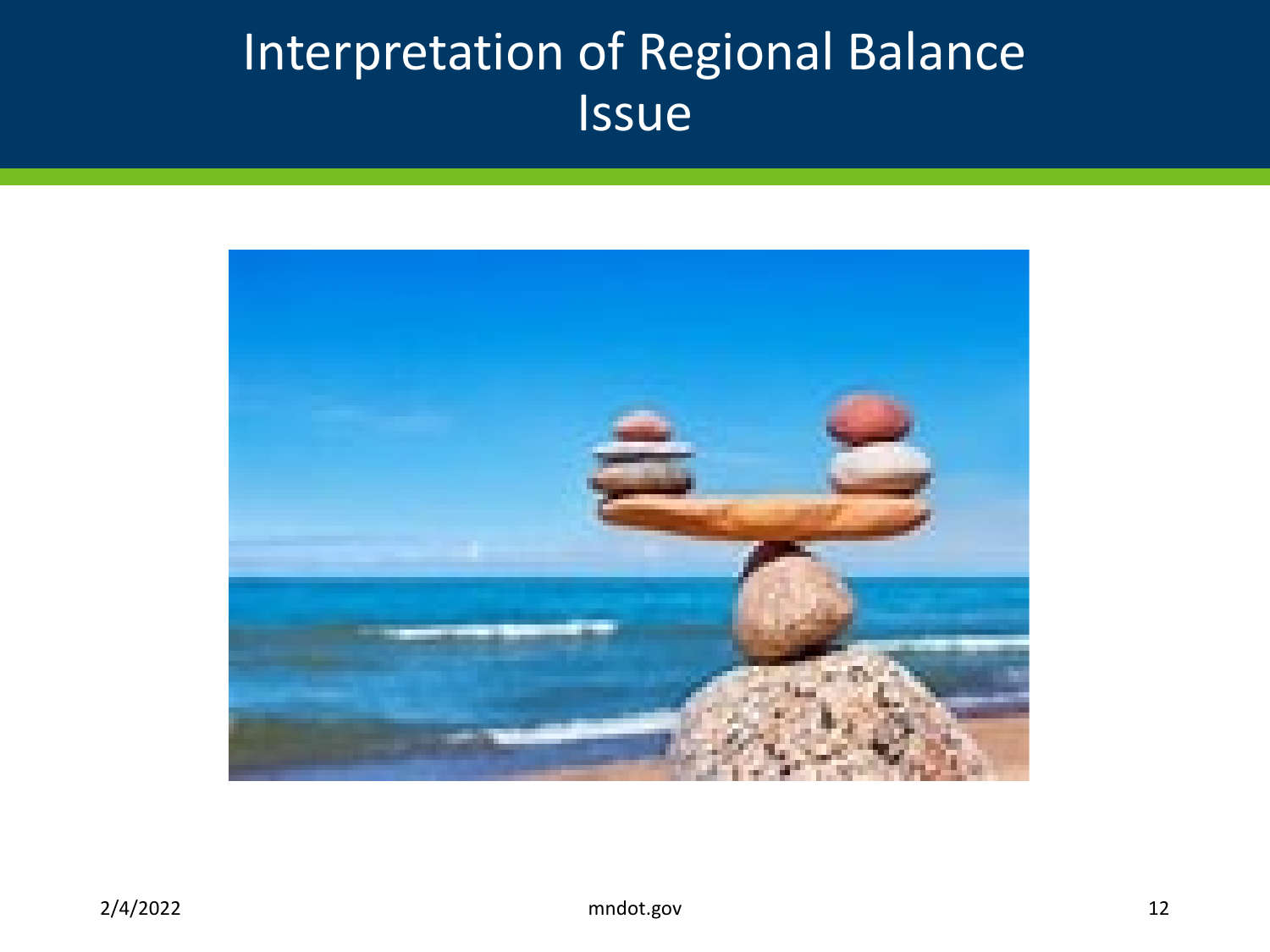# Interpretation of Regional Balance Issue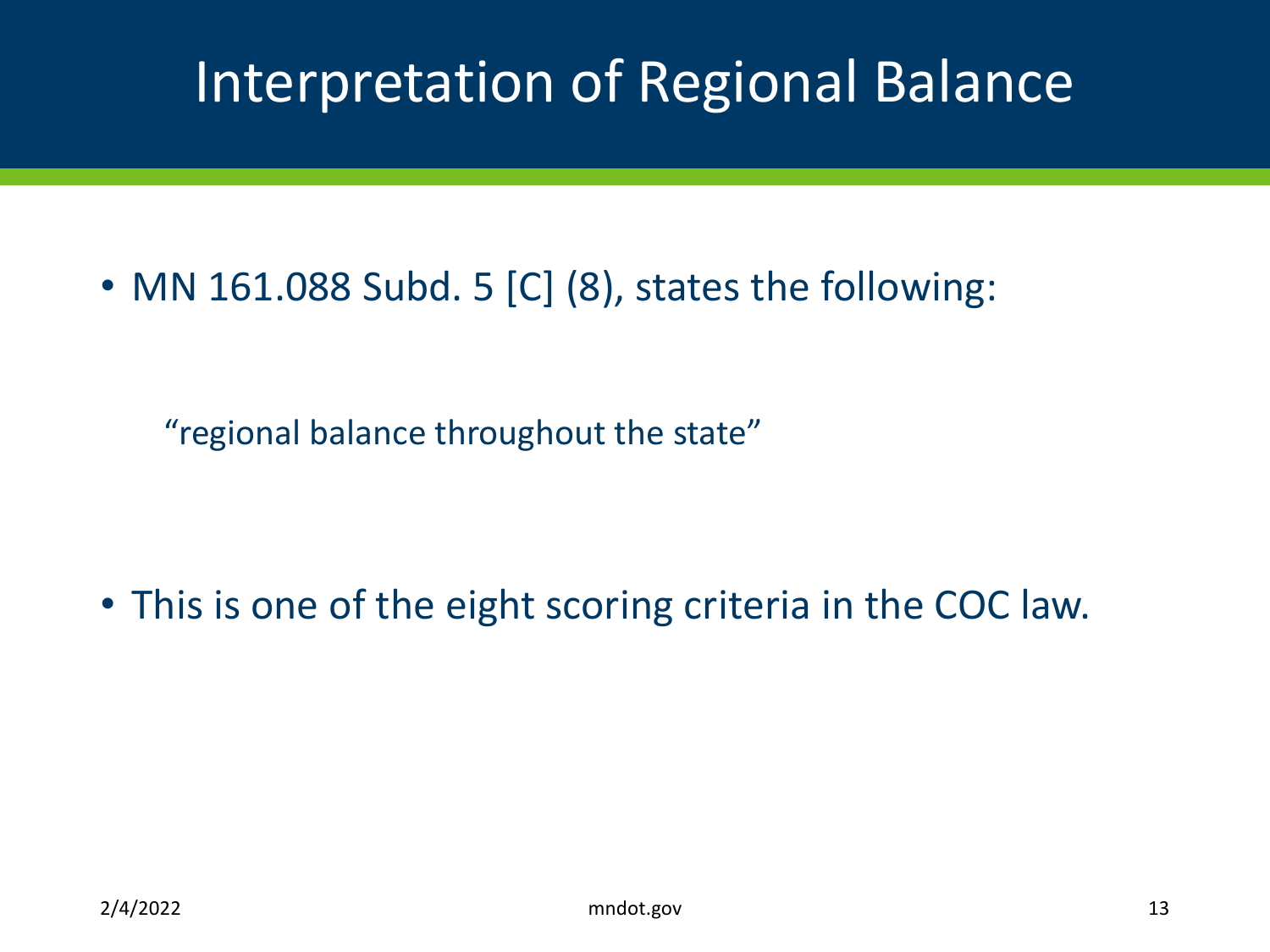# Interpretation of Regional Balance

- MN 161.088 Subd. 5 [C] (8), states the following:

  "regional balance throughout the state"

- This is one of the eight scoring criteria in the COC law.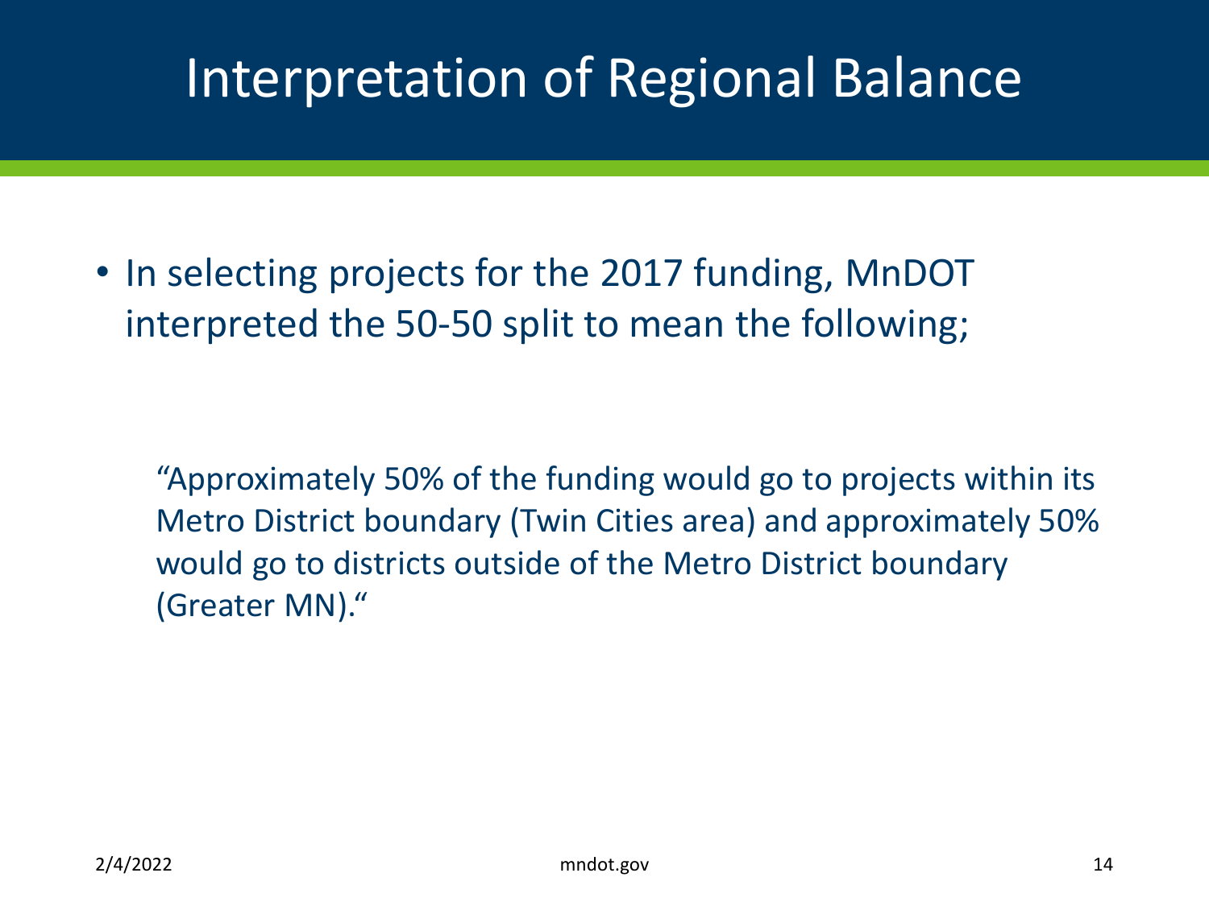# Interpretation of Regional Balance

- In selecting projects for the 2017 funding, MnDOT interpreted the 50-50 split to mean the following;

> "Approximately 50% of the funding would go to projects within its Metro District boundary (Twin Cities area) and approximately 50% would go to districts outside of the Metro District boundary (Greater MN)."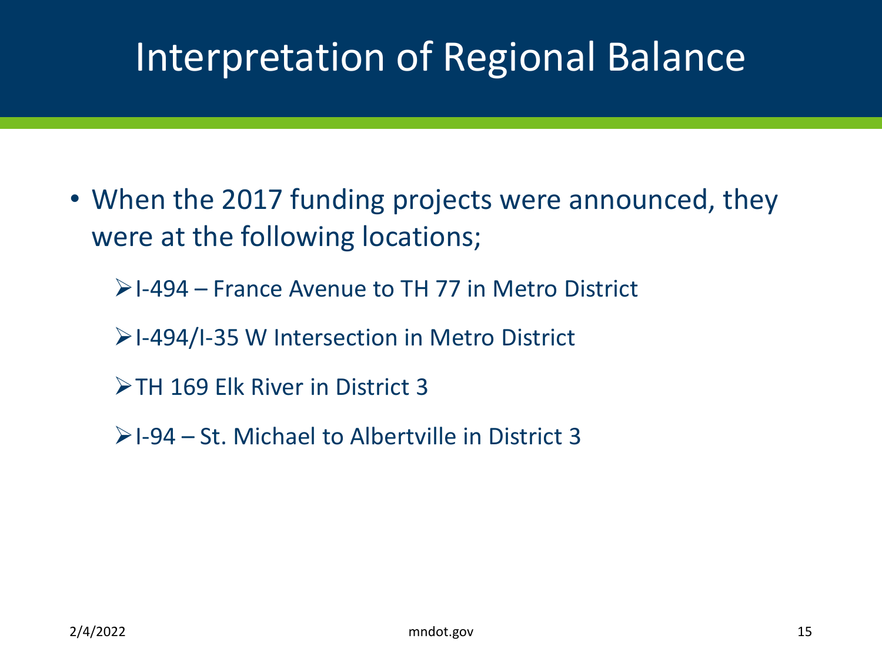# Interpretation of Regional Balance

- When the 2017 funding projects were announced, they were at the following locations;
  - I-494 – France Avenue to TH 77 in Metro District
  - I-494/I-35 W Intersection in Metro District
  - TH 169 Elk River in District 3
  - I-94 – St. Michael to Albertville in District 3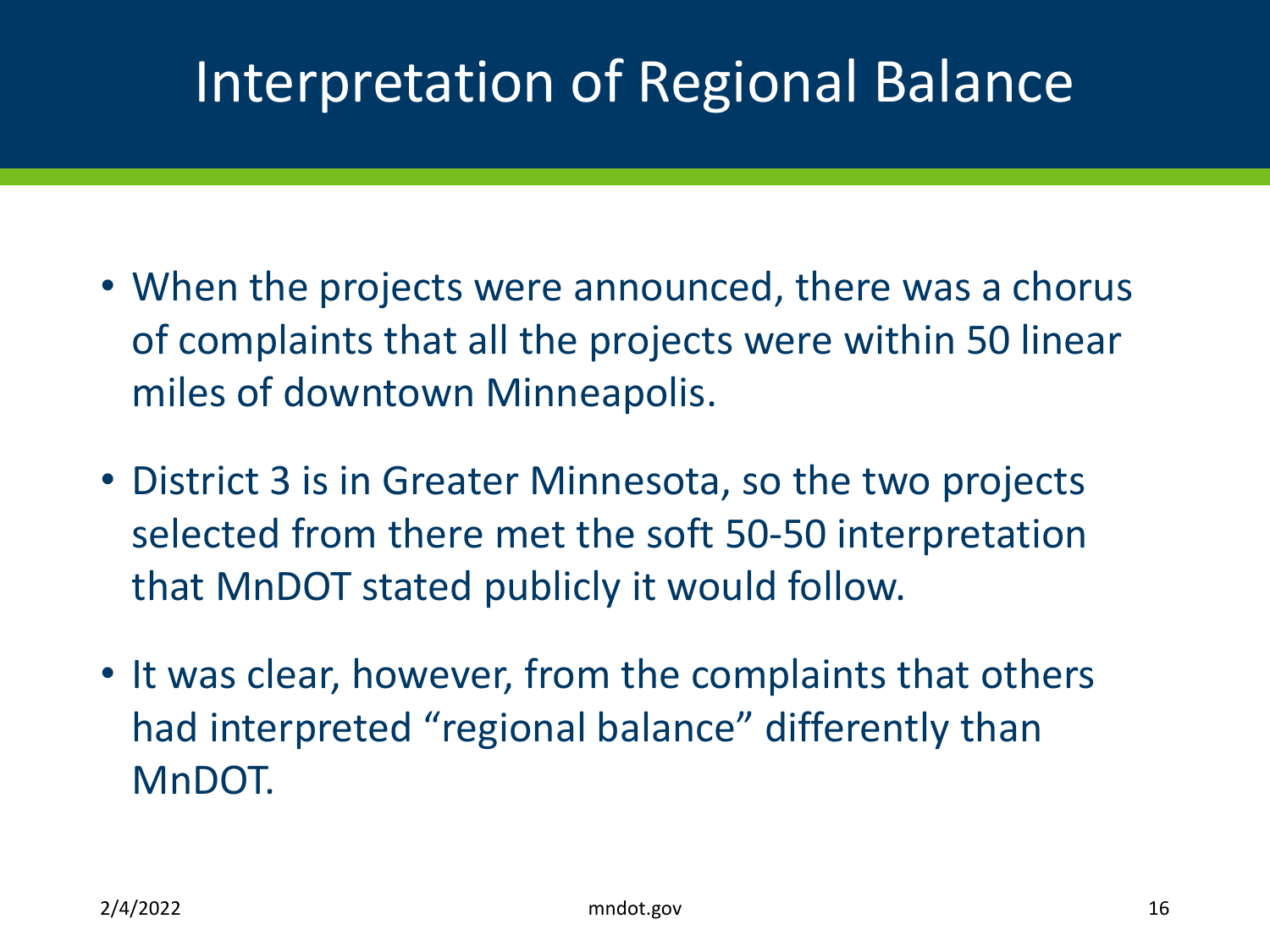# Interpretation of Regional Balance

- When the projects were announced, there was a chorus of complaints that all the projects were within 50 linear miles of downtown Minneapolis.
- District 3 is in Greater Minnesota, so the two projects selected from there met the soft 50-50 interpretation that MnDOT stated publicly it would follow.
- It was clear, however, from the complaints that others had interpreted "regional balance" differently than MnDOT.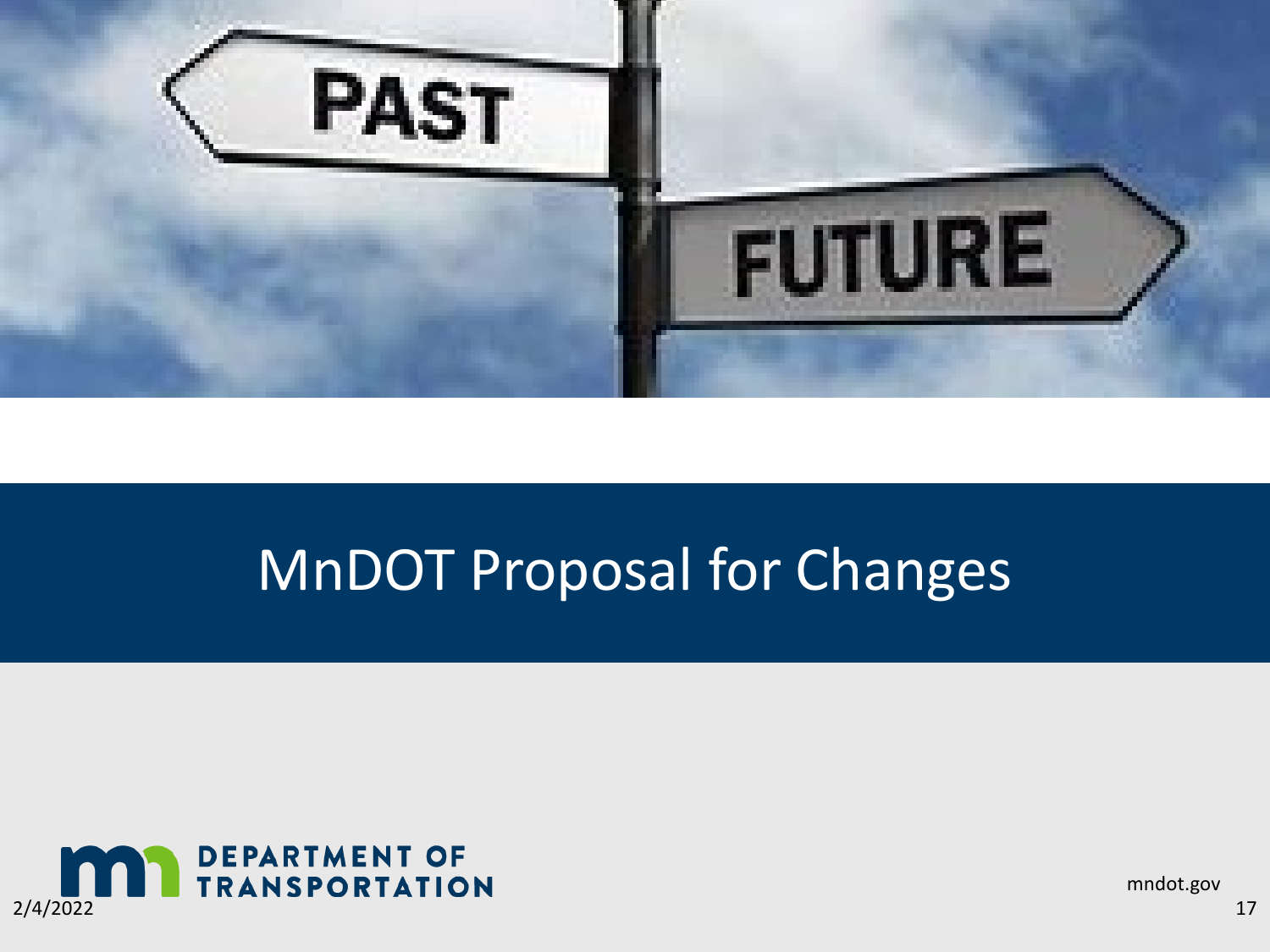# MnDOT Proposal for Changes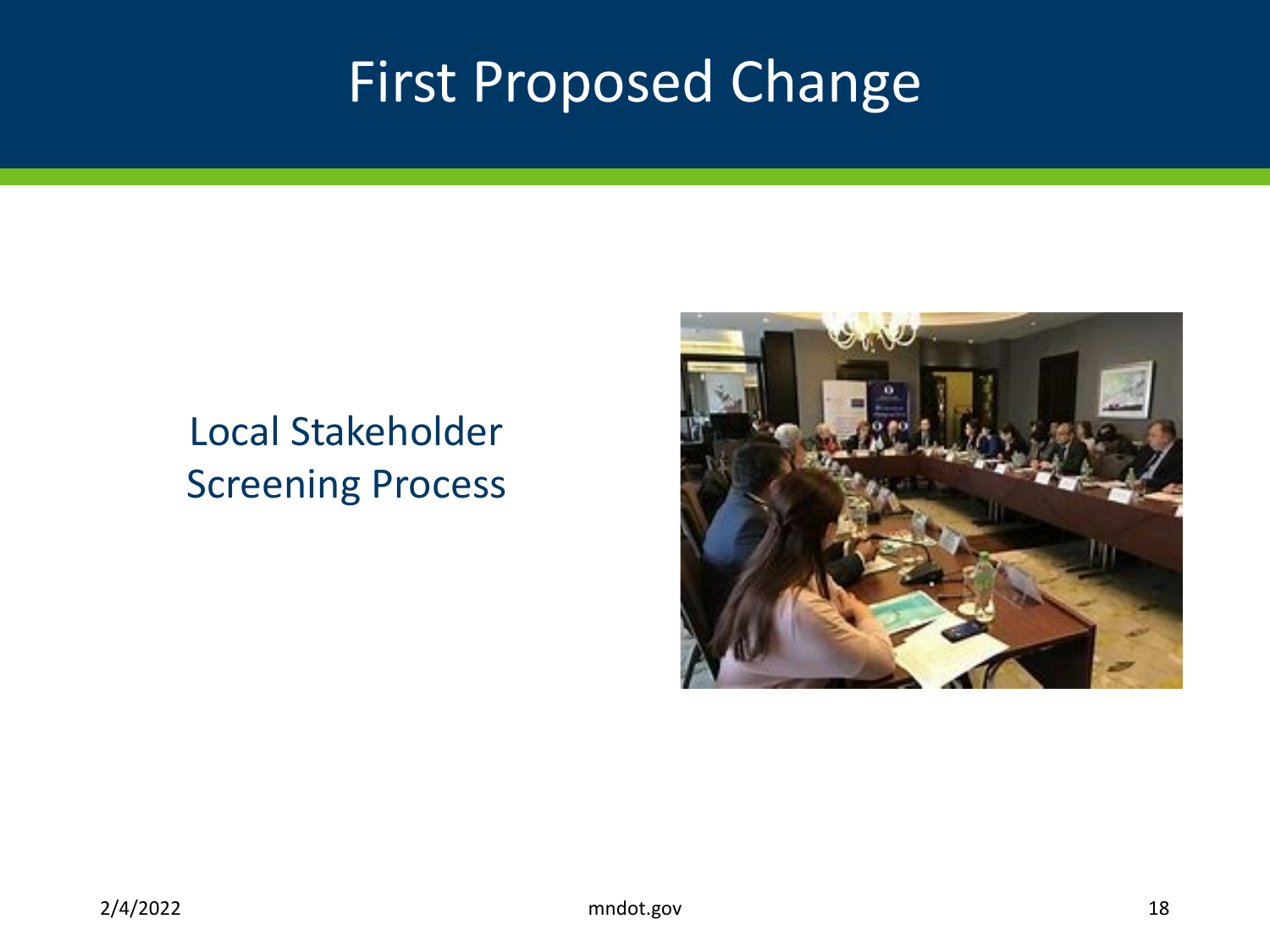# First Proposed Change

Local Stakeholder Screening Process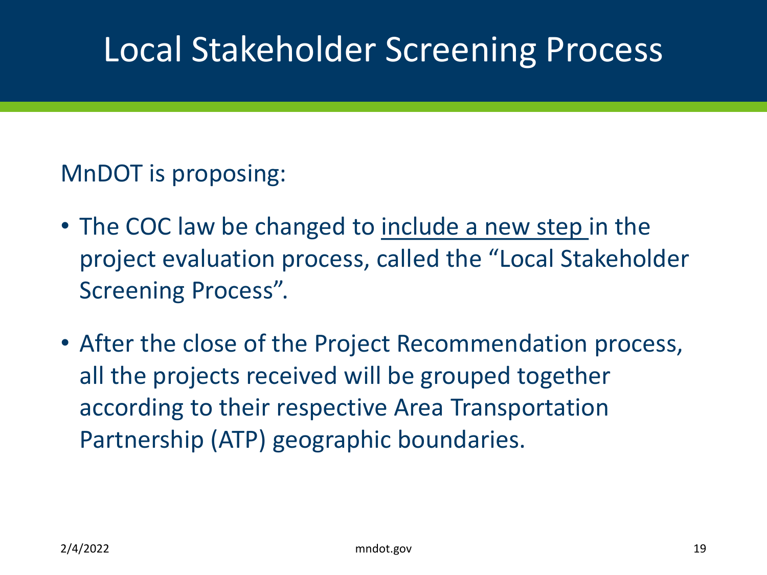# Local Stakeholder Screening Process

MnDOT is proposing:

- The COC law be changed to <u>include a new step</u> in the project evaluation process, called the "Local Stakeholder Screening Process".
- After the close of the Project Recommendation process, all the projects received will be grouped together according to their respective Area Transportation Partnership (ATP) geographic boundaries.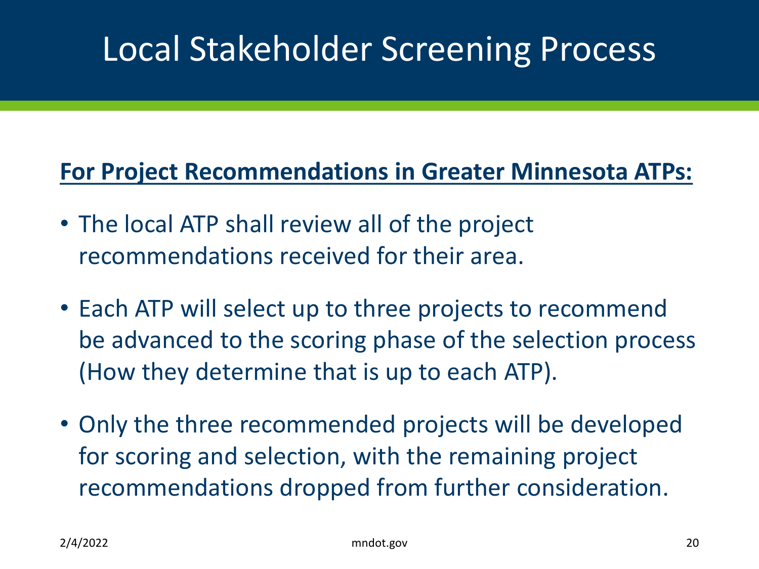# Local Stakeholder Screening Process

**For Project Recommendations in Greater Minnesota ATPs:**

- The local ATP shall review all of the project recommendations received for their area.
- Each ATP will select up to three projects to recommend be advanced to the scoring phase of the selection process (How they determine that is up to each ATP).
- Only the three recommended projects will be developed for scoring and selection, with the remaining project recommendations dropped from further consideration.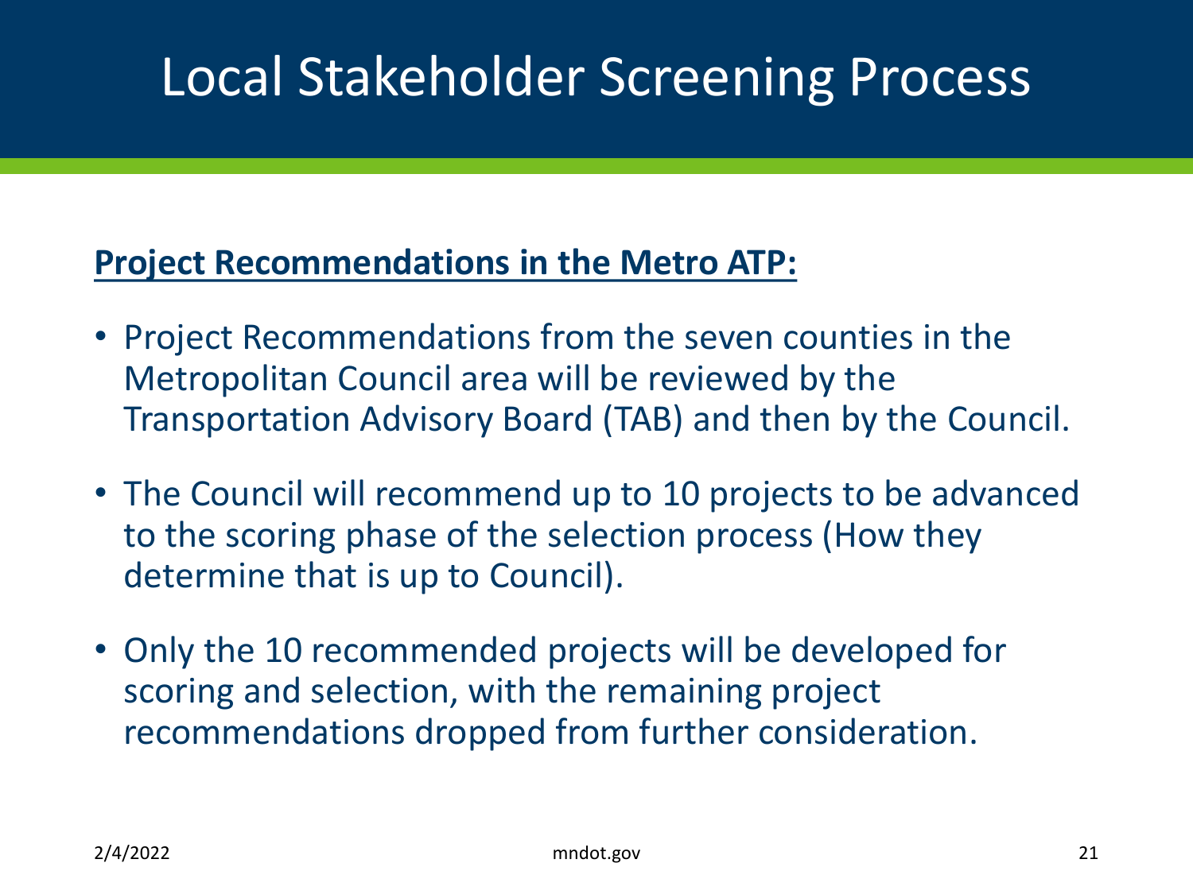# Local Stakeholder Screening Process

**Project Recommendations in the Metro ATP:**

- Project Recommendations from the seven counties in the Metropolitan Council area will be reviewed by the Transportation Advisory Board (TAB) and then by the Council.
- The Council will recommend up to 10 projects to be advanced to the scoring phase of the selection process (How they determine that is up to Council).
- Only the 10 recommended projects will be developed for scoring and selection, with the remaining project recommendations dropped from further consideration.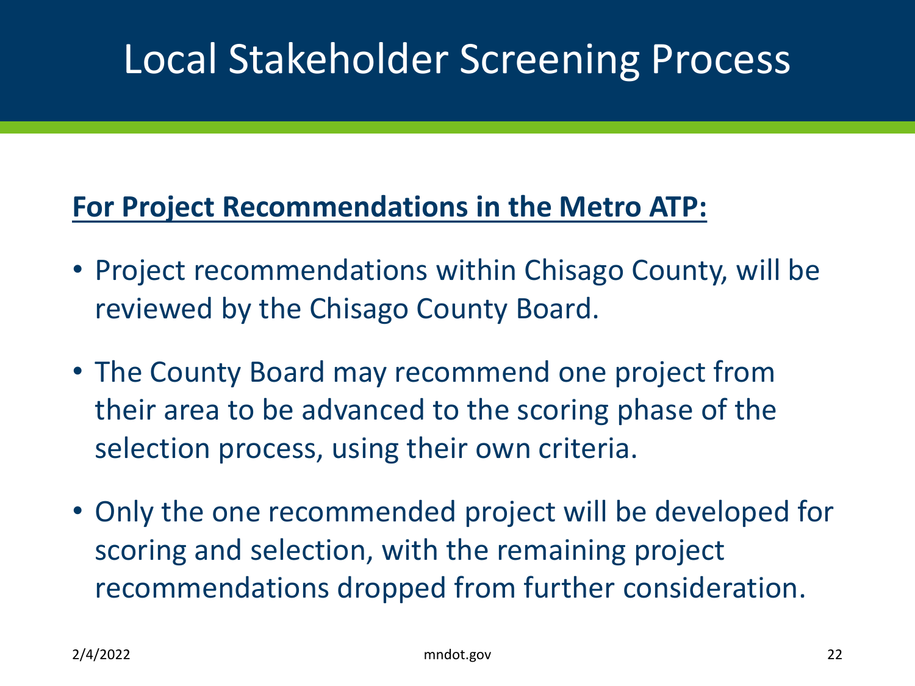# Local Stakeholder Screening Process

**For Project Recommendations in the Metro ATP:**

- Project recommendations within Chisago County, will be reviewed by the Chisago County Board.
- The County Board may recommend one project from their area to be advanced to the scoring phase of the selection process, using their own criteria.
- Only the one recommended project will be developed for scoring and selection, with the remaining project recommendations dropped from further consideration.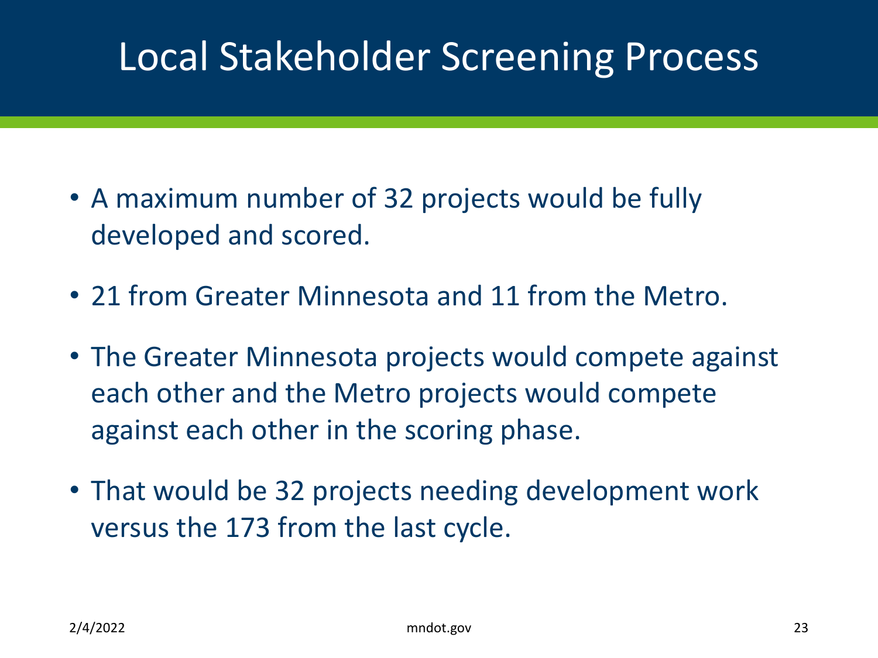# Local Stakeholder Screening Process

- A maximum number of 32 projects would be fully developed and scored.
- 21 from Greater Minnesota and 11 from the Metro.
- The Greater Minnesota projects would compete against each other and the Metro projects would compete against each other in the scoring phase.
- That would be 32 projects needing development work versus the 173 from the last cycle.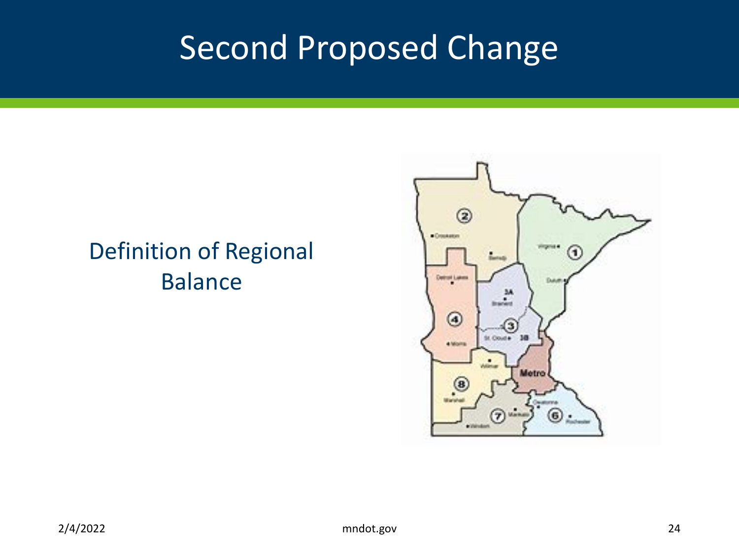# Second Proposed Change

Definition of Regional Balance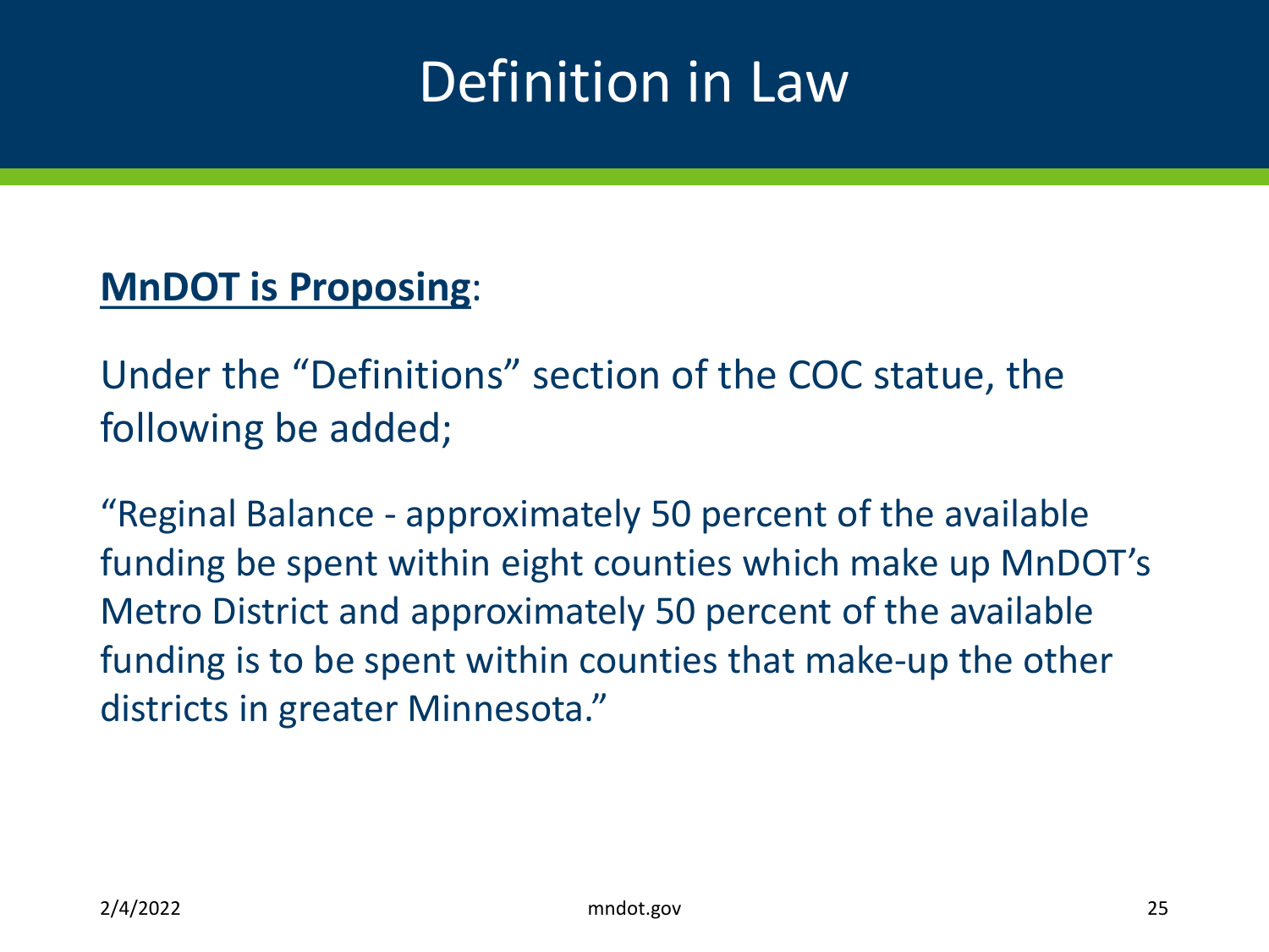# Definition in Law

**<u>MnDOT is Proposing</u>**:

Under the "Definitions" section of the COC statue, the following be added;

"Reginal Balance - approximately 50 percent of the available funding be spent within eight counties which make up MnDOT's Metro District and approximately 50 percent of the available funding is to be spent within counties that make-up the other districts in greater Minnesota."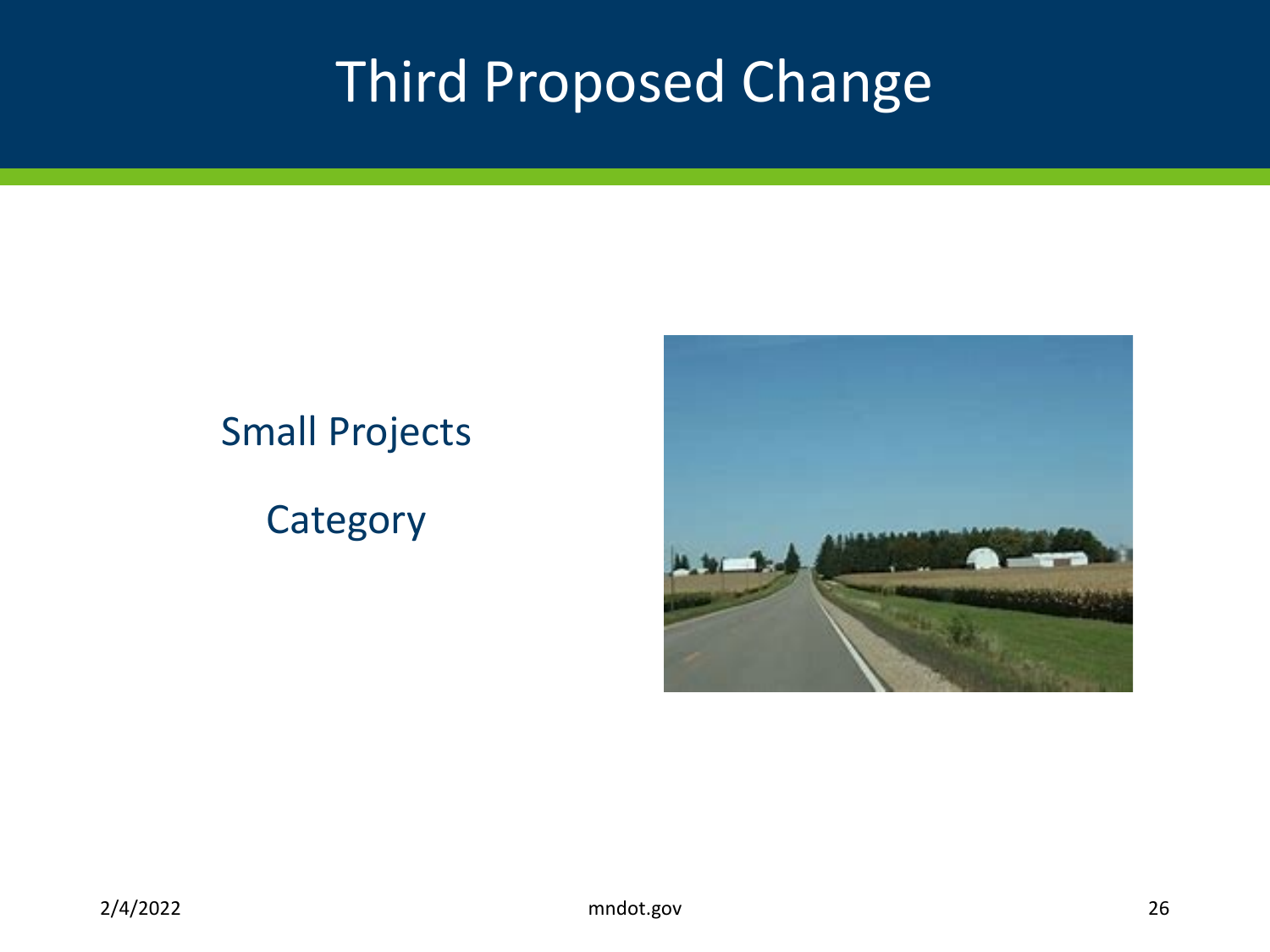# Third Proposed Change

Small Projects

Category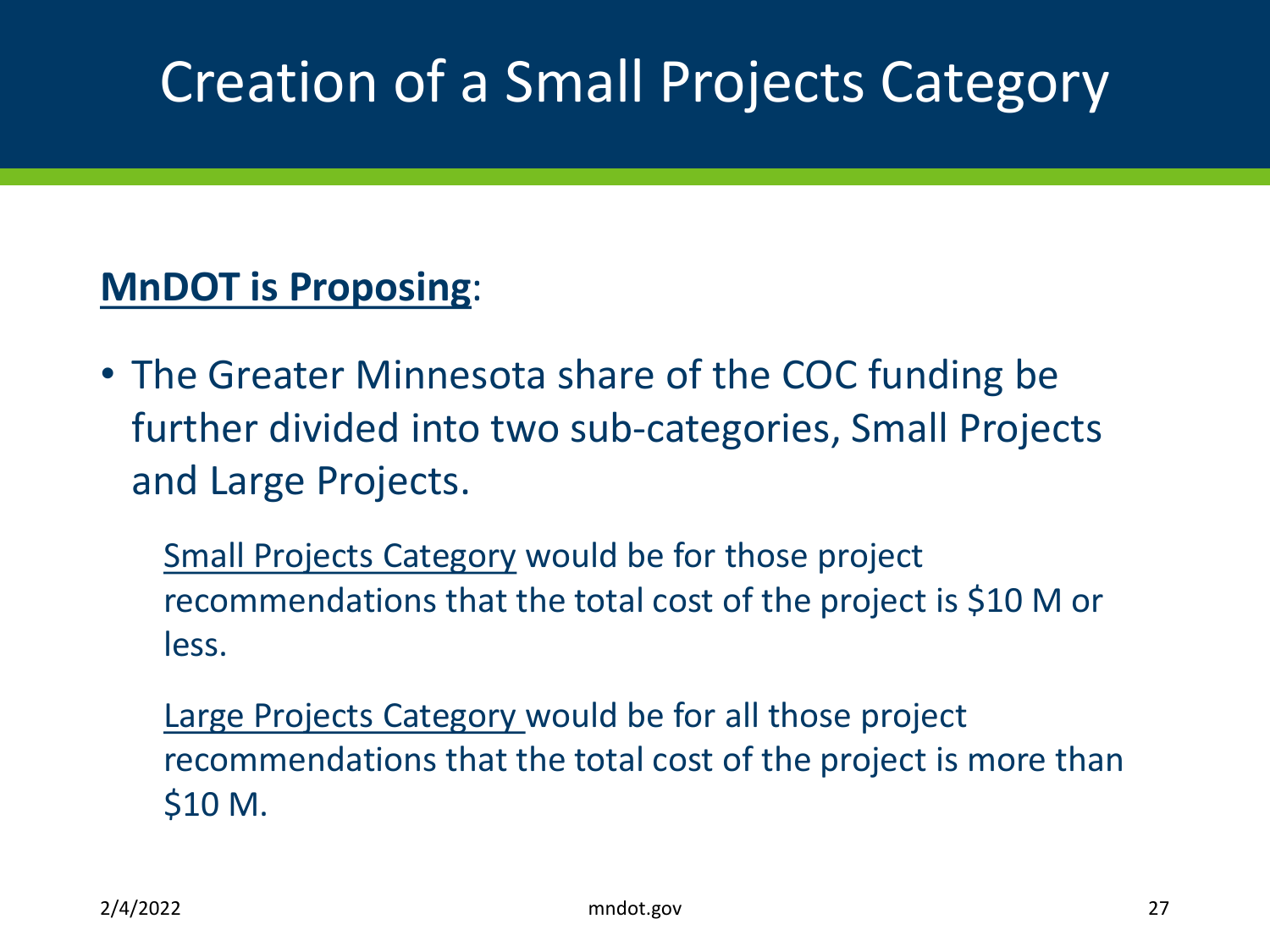# Creation of a Small Projects Category

**MnDOT is Proposing**:

- The Greater Minnesota share of the COC funding be further divided into two sub-categories, Small Projects and Large Projects.

  Small Projects Category would be for those project recommendations that the total cost of the project is $10 M or less.

  Large Projects Category would be for all those project recommendations that the total cost of the project is more than $10 M.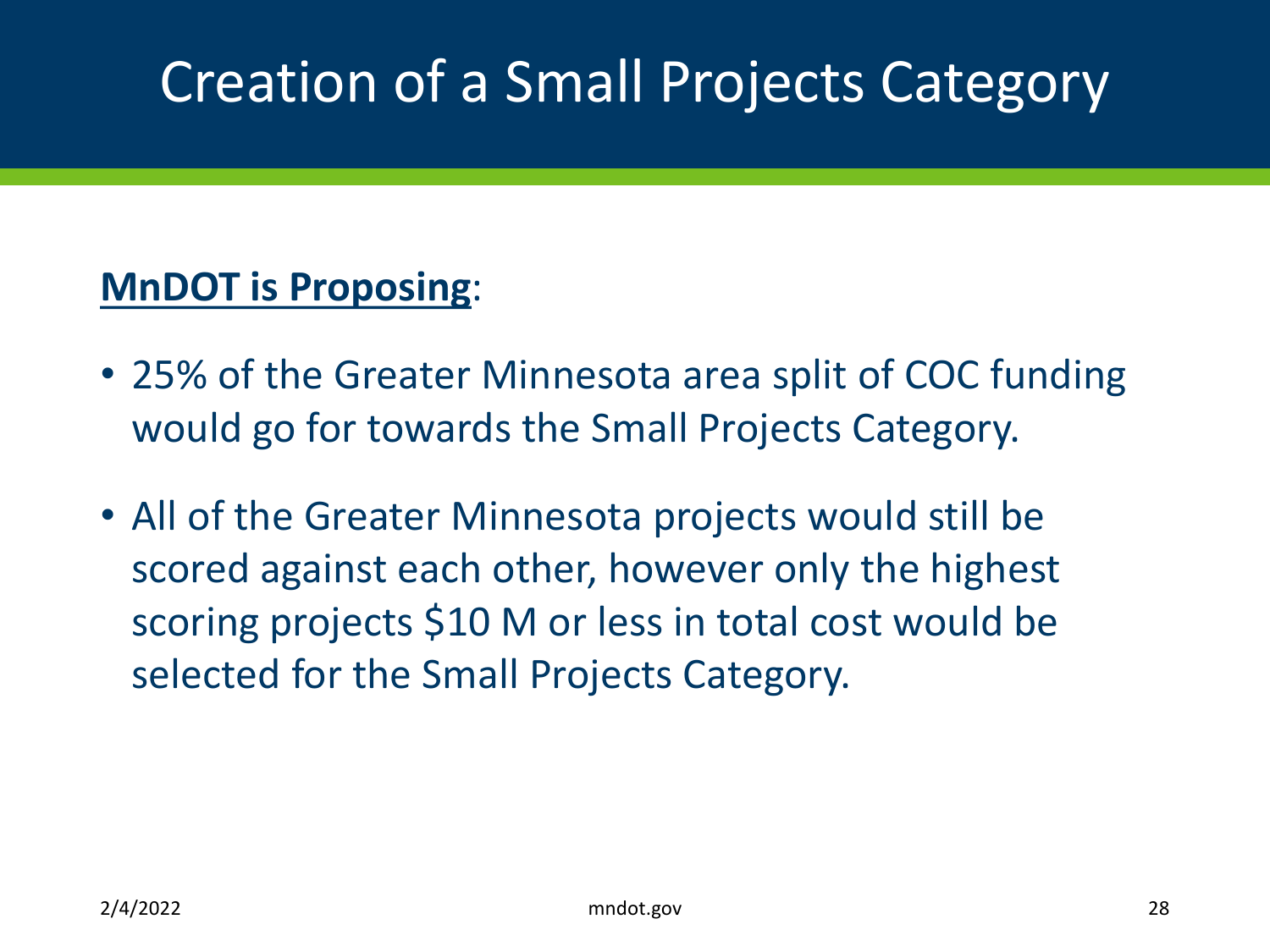# Creation of a Small Projects Category

**<u>MnDOT is Proposing</u>**:

- 25% of the Greater Minnesota area split of COC funding would go for towards the Small Projects Category.
- All of the Greater Minnesota projects would still be scored against each other, however only the highest scoring projects $10 M or less in total cost would be selected for the Small Projects Category.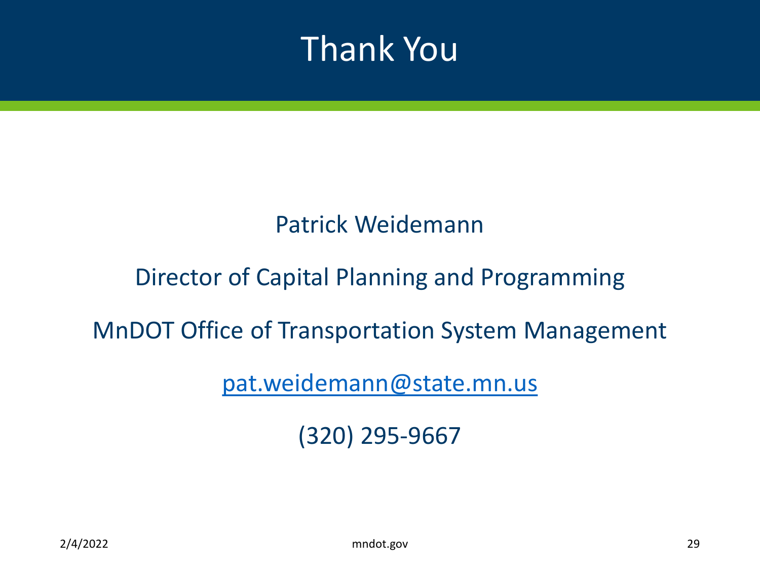# Thank You

Patrick Weidemann

Director of Capital Planning and Programming

MnDOT Office of Transportation System Management

pat.weidemann@state.mn.us

(320) 295-9667